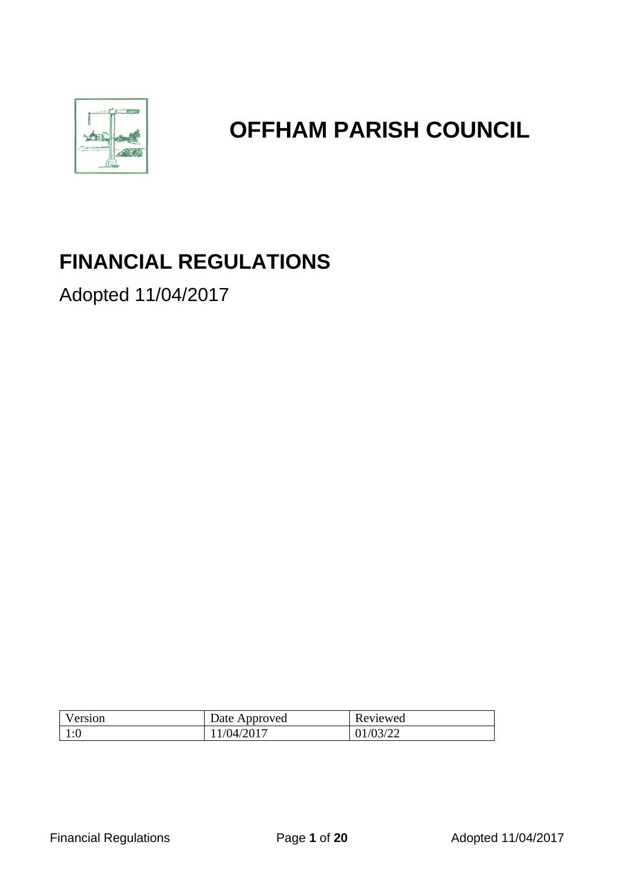# OFFHAM PARISH COUNCIL

## FINANCIAL REGULATIONS

Adopted 11/04/2017

| Version | Date Approved | Reviewed |
|---|---|---|
| 1:0 | 11/04/2017 | 01/03/22 |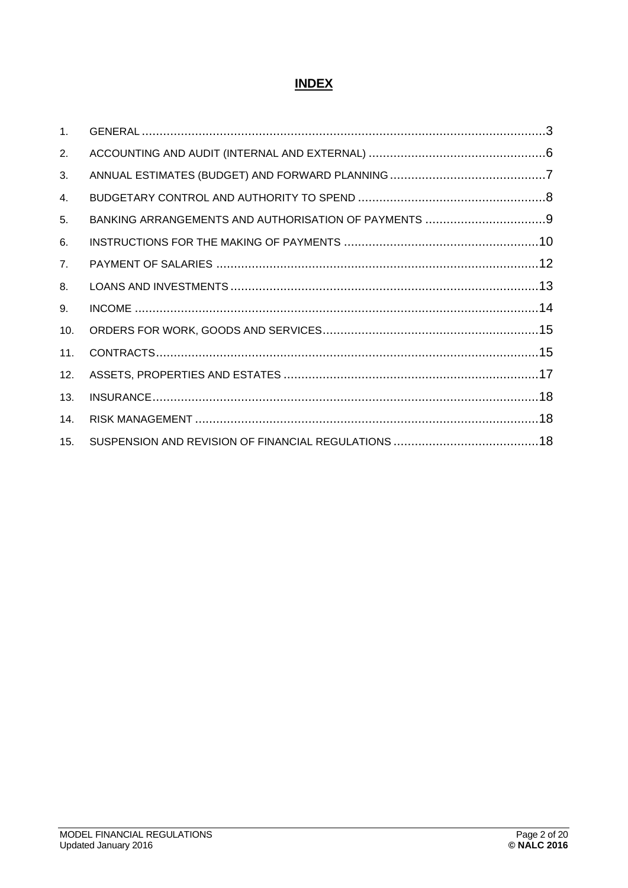# **INDEX**

1. GENERAL ..........3
2. ACCOUNTING AND AUDIT (INTERNAL AND EXTERNAL) ..........6
3. ANNUAL ESTIMATES (BUDGET) AND FORWARD PLANNING ..........7
4. BUDGETARY CONTROL AND AUTHORITY TO SPEND ..........8
5. BANKING ARRANGEMENTS AND AUTHORISATION OF PAYMENTS ..........9
6. INSTRUCTIONS FOR THE MAKING OF PAYMENTS ..........10
7. PAYMENT OF SALARIES ..........12
8. LOANS AND INVESTMENTS ..........13
9. INCOME ..........14
10. ORDERS FOR WORK, GOODS AND SERVICES ..........15
11. CONTRACTS ..........15
12. ASSETS, PROPERTIES AND ESTATES ..........17
13. INSURANCE ..........18
14. RISK MANAGEMENT ..........18
15. SUSPENSION AND REVISION OF FINANCIAL REGULATIONS ..........18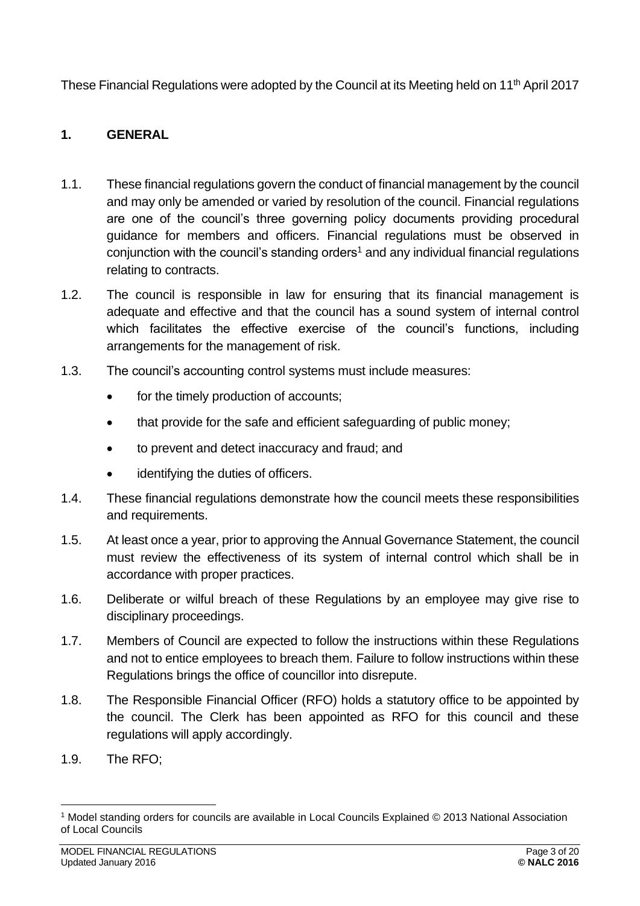These Financial Regulations were adopted by the Council at its Meeting held on 11th April 2017

## 1. GENERAL

1.1. These financial regulations govern the conduct of financial management by the council and may only be amended or varied by resolution of the council. Financial regulations are one of the council's three governing policy documents providing procedural guidance for members and officers. Financial regulations must be observed in conjunction with the council's standing orders[1] and any individual financial regulations relating to contracts.

1.2. The council is responsible in law for ensuring that its financial management is adequate and effective and that the council has a sound system of internal control which facilitates the effective exercise of the council's functions, including arrangements for the management of risk.

1.3. The council's accounting control systems must include measures:

- for the timely production of accounts;
- that provide for the safe and efficient safeguarding of public money;
- to prevent and detect inaccuracy and fraud; and
- identifying the duties of officers.

1.4. These financial regulations demonstrate how the council meets these responsibilities and requirements.

1.5. At least once a year, prior to approving the Annual Governance Statement, the council must review the effectiveness of its system of internal control which shall be in accordance with proper practices.

1.6. Deliberate or wilful breach of these Regulations by an employee may give rise to disciplinary proceedings.

1.7. Members of Council are expected to follow the instructions within these Regulations and not to entice employees to breach them. Failure to follow instructions within these Regulations brings the office of councillor into disrepute.

1.8. The Responsible Financial Officer (RFO) holds a statutory office to be appointed by the council. The Clerk has been appointed as RFO for this council and these regulations will apply accordingly.

1.9. The RFO;

[1] Model standing orders for councils are available in Local Councils Explained © 2013 National Association of Local Councils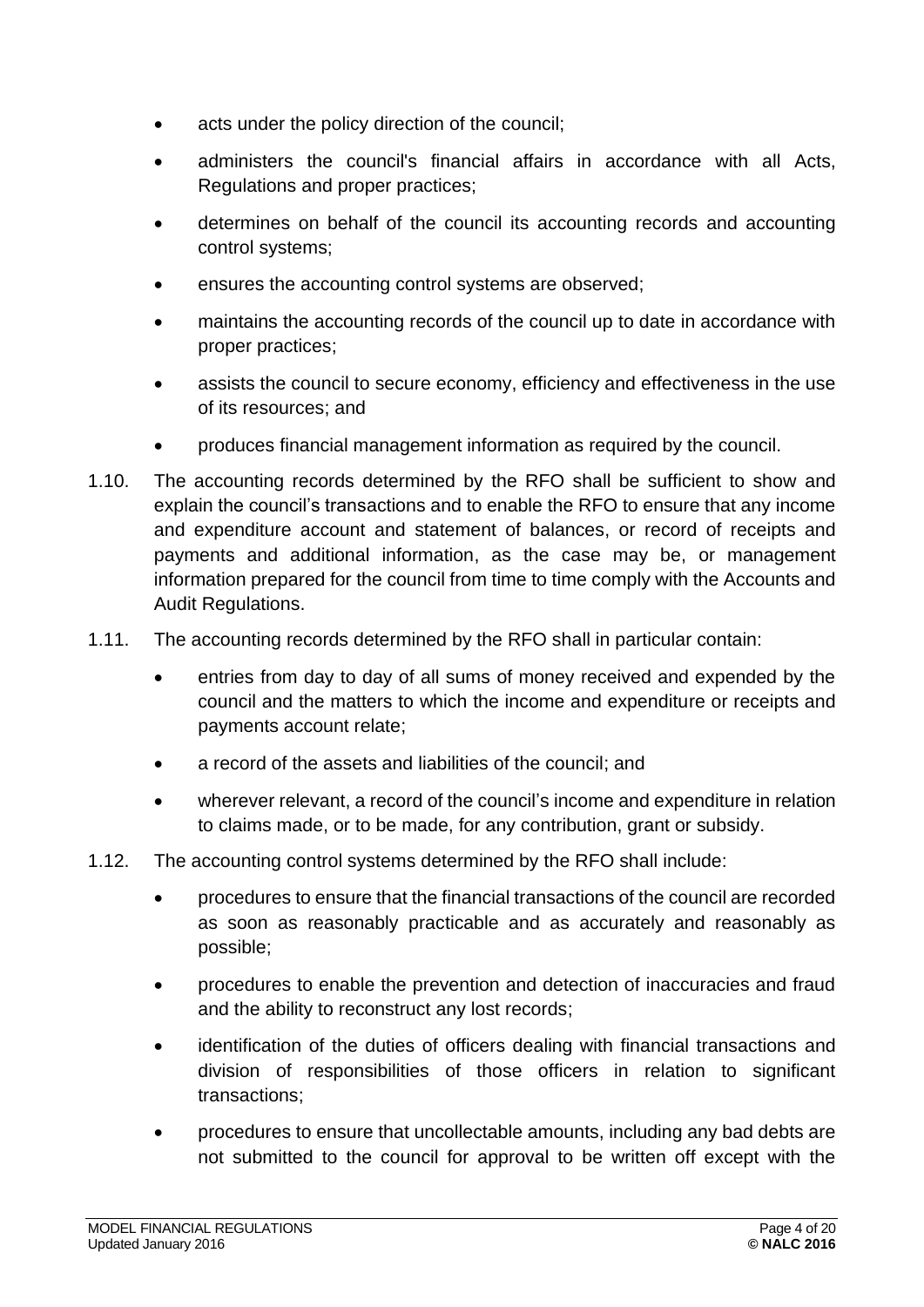- acts under the policy direction of the council;
- administers the council's financial affairs in accordance with all Acts, Regulations and proper practices;
- determines on behalf of the council its accounting records and accounting control systems;
- ensures the accounting control systems are observed;
- maintains the accounting records of the council up to date in accordance with proper practices;
- assists the council to secure economy, efficiency and effectiveness in the use of its resources; and
- produces financial management information as required by the council.

1.10. The accounting records determined by the RFO shall be sufficient to show and explain the council's transactions and to enable the RFO to ensure that any income and expenditure account and statement of balances, or record of receipts and payments and additional information, as the case may be, or management information prepared for the council from time to time comply with the Accounts and Audit Regulations.

1.11. The accounting records determined by the RFO shall in particular contain:

- entries from day to day of all sums of money received and expended by the council and the matters to which the income and expenditure or receipts and payments account relate;
- a record of the assets and liabilities of the council; and
- wherever relevant, a record of the council's income and expenditure in relation to claims made, or to be made, for any contribution, grant or subsidy.

1.12. The accounting control systems determined by the RFO shall include:

- procedures to ensure that the financial transactions of the council are recorded as soon as reasonably practicable and as accurately and reasonably as possible;
- procedures to enable the prevention and detection of inaccuracies and fraud and the ability to reconstruct any lost records;
- identification of the duties of officers dealing with financial transactions and division of responsibilities of those officers in relation to significant transactions;
- procedures to ensure that uncollectable amounts, including any bad debts are not submitted to the council for approval to be written off except with the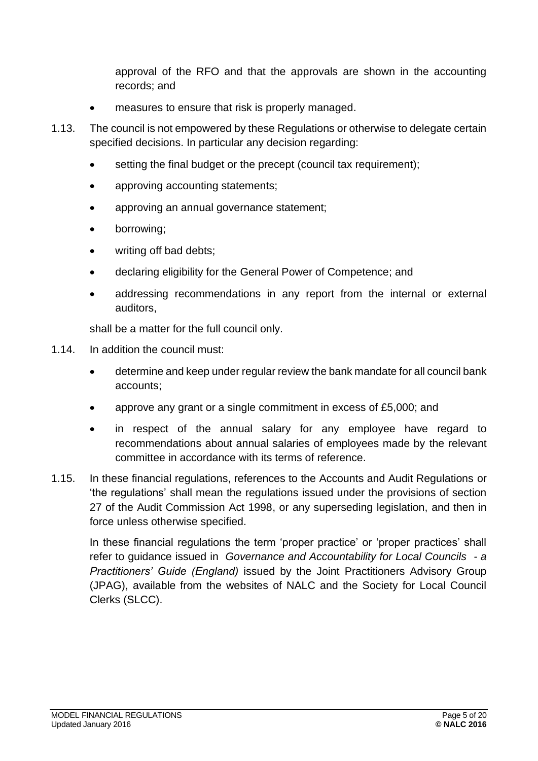approval of the RFO and that the approvals are shown in the accounting records; and

- measures to ensure that risk is properly managed.

1.13. The council is not empowered by these Regulations or otherwise to delegate certain specified decisions. In particular any decision regarding:

- setting the final budget or the precept (council tax requirement);
- approving accounting statements;
- approving an annual governance statement;
- borrowing;
- writing off bad debts;
- declaring eligibility for the General Power of Competence; and
- addressing recommendations in any report from the internal or external auditors,

shall be a matter for the full council only.

1.14. In addition the council must:

- determine and keep under regular review the bank mandate for all council bank accounts;
- approve any grant or a single commitment in excess of £5,000; and
- in respect of the annual salary for any employee have regard to recommendations about annual salaries of employees made by the relevant committee in accordance with its terms of reference.

1.15. In these financial regulations, references to the Accounts and Audit Regulations or 'the regulations' shall mean the regulations issued under the provisions of section 27 of the Audit Commission Act 1998, or any superseding legislation, and then in force unless otherwise specified.

In these financial regulations the term 'proper practice' or 'proper practices' shall refer to guidance issued in *Governance and Accountability for Local Councils - a Practitioners' Guide (England)* issued by the Joint Practitioners Advisory Group (JPAG), available from the websites of NALC and the Society for Local Council Clerks (SLCC).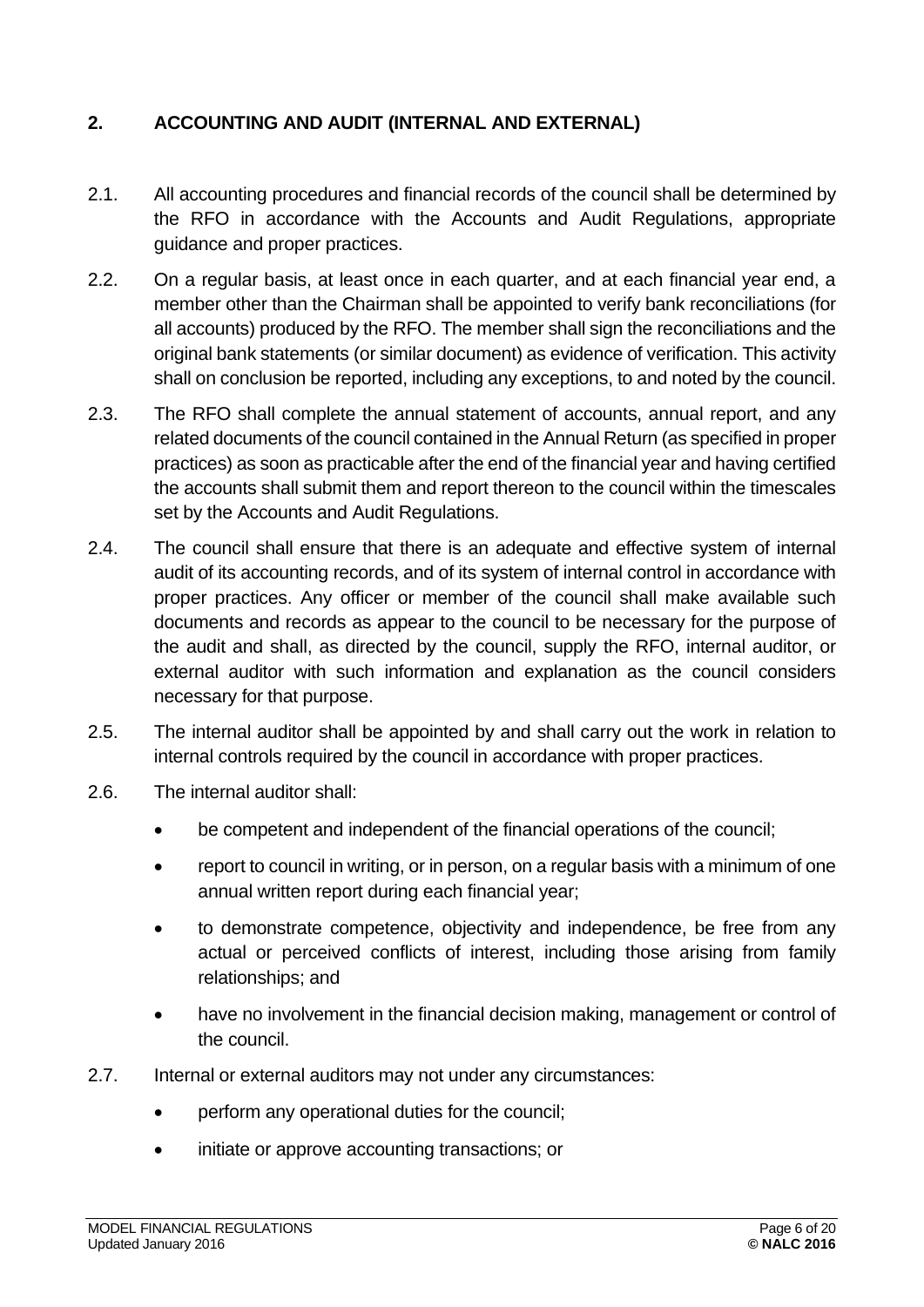## 2. ACCOUNTING AND AUDIT (INTERNAL AND EXTERNAL)

2.1. All accounting procedures and financial records of the council shall be determined by the RFO in accordance with the Accounts and Audit Regulations, appropriate guidance and proper practices.

2.2. On a regular basis, at least once in each quarter, and at each financial year end, a member other than the Chairman shall be appointed to verify bank reconciliations (for all accounts) produced by the RFO. The member shall sign the reconciliations and the original bank statements (or similar document) as evidence of verification. This activity shall on conclusion be reported, including any exceptions, to and noted by the council.

2.3. The RFO shall complete the annual statement of accounts, annual report, and any related documents of the council contained in the Annual Return (as specified in proper practices) as soon as practicable after the end of the financial year and having certified the accounts shall submit them and report thereon to the council within the timescales set by the Accounts and Audit Regulations.

2.4. The council shall ensure that there is an adequate and effective system of internal audit of its accounting records, and of its system of internal control in accordance with proper practices. Any officer or member of the council shall make available such documents and records as appear to the council to be necessary for the purpose of the audit and shall, as directed by the council, supply the RFO, internal auditor, or external auditor with such information and explanation as the council considers necessary for that purpose.

2.5. The internal auditor shall be appointed by and shall carry out the work in relation to internal controls required by the council in accordance with proper practices.

2.6. The internal auditor shall:

- be competent and independent of the financial operations of the council;
- report to council in writing, or in person, on a regular basis with a minimum of one annual written report during each financial year;
- to demonstrate competence, objectivity and independence, be free from any actual or perceived conflicts of interest, including those arising from family relationships; and
- have no involvement in the financial decision making, management or control of the council.

2.7. Internal or external auditors may not under any circumstances:

- perform any operational duties for the council;
- initiate or approve accounting transactions; or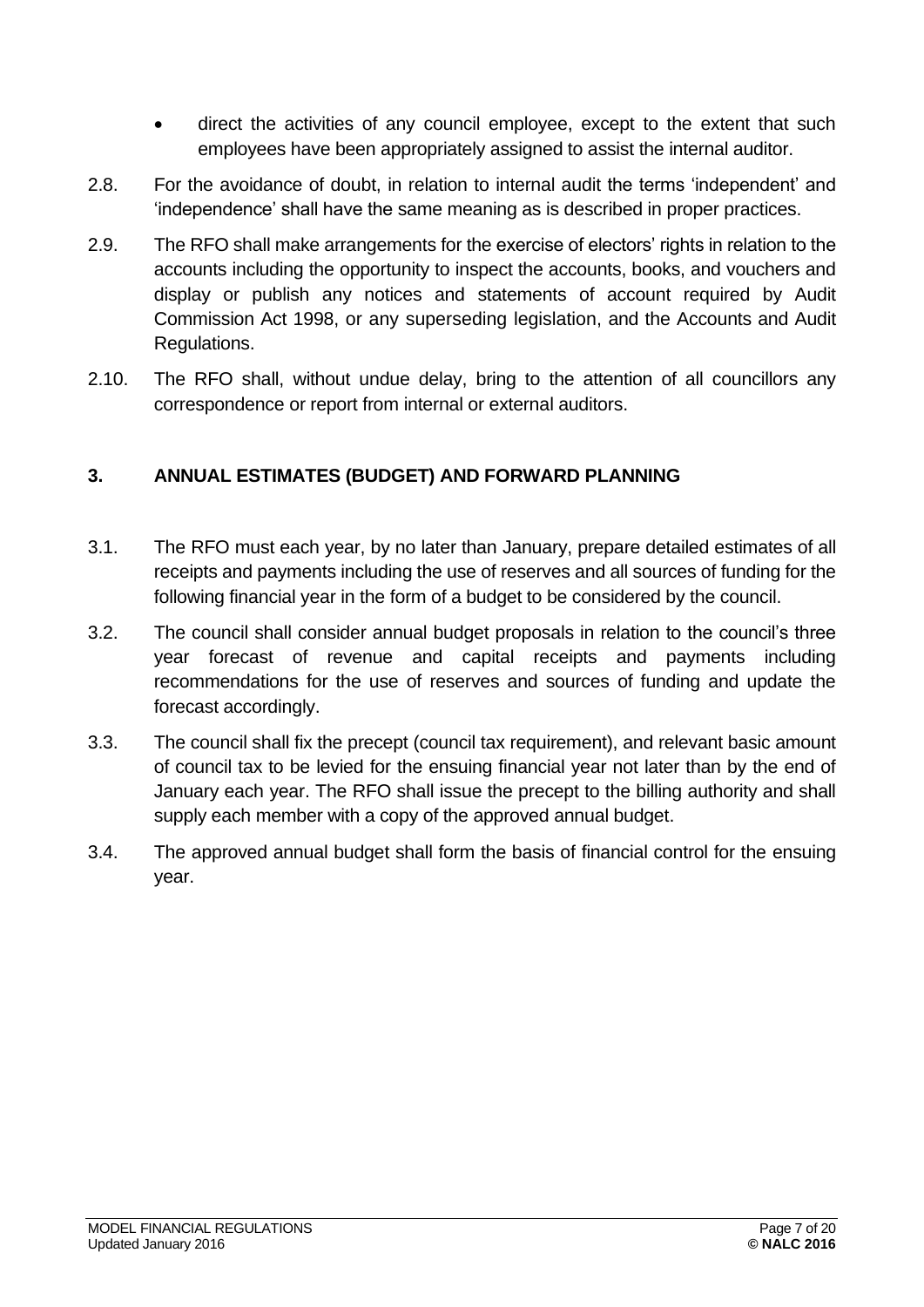- direct the activities of any council employee, except to the extent that such employees have been appropriately assigned to assist the internal auditor.

2.8. For the avoidance of doubt, in relation to internal audit the terms 'independent' and 'independence' shall have the same meaning as is described in proper practices.

2.9. The RFO shall make arrangements for the exercise of electors' rights in relation to the accounts including the opportunity to inspect the accounts, books, and vouchers and display or publish any notices and statements of account required by Audit Commission Act 1998, or any superseding legislation, and the Accounts and Audit Regulations.

2.10. The RFO shall, without undue delay, bring to the attention of all councillors any correspondence or report from internal or external auditors.

## 3. ANNUAL ESTIMATES (BUDGET) AND FORWARD PLANNING

3.1. The RFO must each year, by no later than January, prepare detailed estimates of all receipts and payments including the use of reserves and all sources of funding for the following financial year in the form of a budget to be considered by the council.

3.2. The council shall consider annual budget proposals in relation to the council's three year forecast of revenue and capital receipts and payments including recommendations for the use of reserves and sources of funding and update the forecast accordingly.

3.3. The council shall fix the precept (council tax requirement), and relevant basic amount of council tax to be levied for the ensuing financial year not later than by the end of January each year. The RFO shall issue the precept to the billing authority and shall supply each member with a copy of the approved annual budget.

3.4. The approved annual budget shall form the basis of financial control for the ensuing year.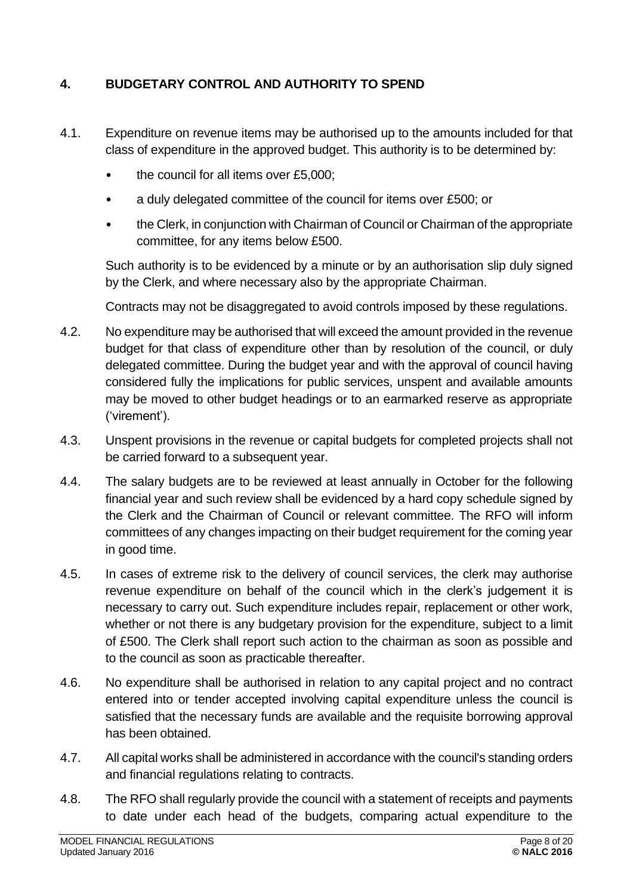## 4. BUDGETARY CONTROL AND AUTHORITY TO SPEND

4.1. Expenditure on revenue items may be authorised up to the amounts included for that class of expenditure in the approved budget. This authority is to be determined by:

- the council for all items over £5,000;
- a duly delegated committee of the council for items over £500; or
- the Clerk, in conjunction with Chairman of Council or Chairman of the appropriate committee, for any items below £500.

Such authority is to be evidenced by a minute or by an authorisation slip duly signed by the Clerk, and where necessary also by the appropriate Chairman.

Contracts may not be disaggregated to avoid controls imposed by these regulations.

4.2. No expenditure may be authorised that will exceed the amount provided in the revenue budget for that class of expenditure other than by resolution of the council, or duly delegated committee. During the budget year and with the approval of council having considered fully the implications for public services, unspent and available amounts may be moved to other budget headings or to an earmarked reserve as appropriate ('virement').

4.3. Unspent provisions in the revenue or capital budgets for completed projects shall not be carried forward to a subsequent year.

4.4. The salary budgets are to be reviewed at least annually in October for the following financial year and such review shall be evidenced by a hard copy schedule signed by the Clerk and the Chairman of Council or relevant committee. The RFO will inform committees of any changes impacting on their budget requirement for the coming year in good time.

4.5. In cases of extreme risk to the delivery of council services, the clerk may authorise revenue expenditure on behalf of the council which in the clerk's judgement it is necessary to carry out. Such expenditure includes repair, replacement or other work, whether or not there is any budgetary provision for the expenditure, subject to a limit of £500. The Clerk shall report such action to the chairman as soon as possible and to the council as soon as practicable thereafter.

4.6. No expenditure shall be authorised in relation to any capital project and no contract entered into or tender accepted involving capital expenditure unless the council is satisfied that the necessary funds are available and the requisite borrowing approval has been obtained.

4.7. All capital works shall be administered in accordance with the council's standing orders and financial regulations relating to contracts.

4.8. The RFO shall regularly provide the council with a statement of receipts and payments to date under each head of the budgets, comparing actual expenditure to the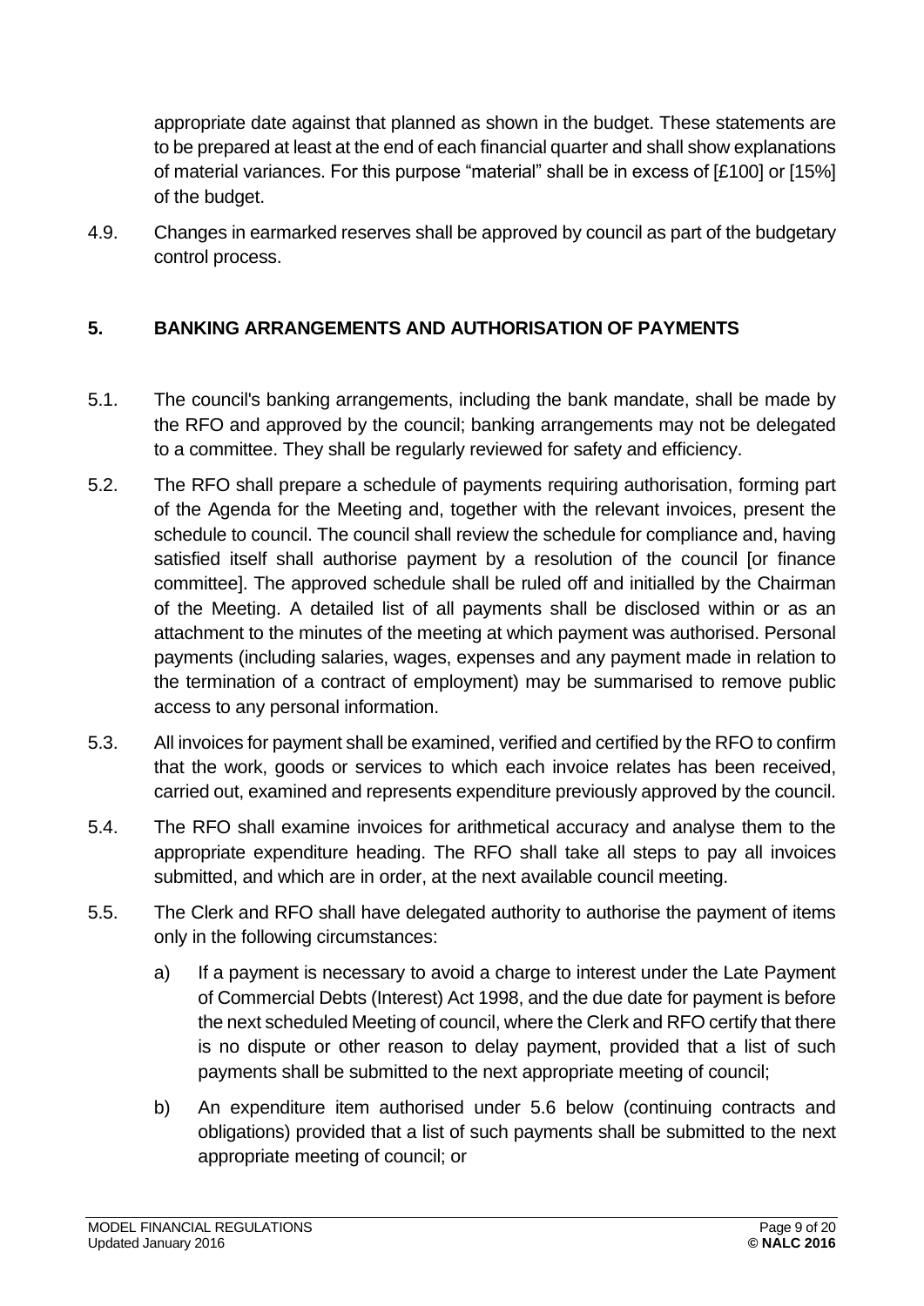appropriate date against that planned as shown in the budget. These statements are to be prepared at least at the end of each financial quarter and shall show explanations of material variances. For this purpose "material" shall be in excess of [£100] or [15%] of the budget.

4.9. Changes in earmarked reserves shall be approved by council as part of the budgetary control process.

## 5. BANKING ARRANGEMENTS AND AUTHORISATION OF PAYMENTS

5.1. The council's banking arrangements, including the bank mandate, shall be made by the RFO and approved by the council; banking arrangements may not be delegated to a committee. They shall be regularly reviewed for safety and efficiency.

5.2. The RFO shall prepare a schedule of payments requiring authorisation, forming part of the Agenda for the Meeting and, together with the relevant invoices, present the schedule to council. The council shall review the schedule for compliance and, having satisfied itself shall authorise payment by a resolution of the council [or finance committee]. The approved schedule shall be ruled off and initialled by the Chairman of the Meeting. A detailed list of all payments shall be disclosed within or as an attachment to the minutes of the meeting at which payment was authorised. Personal payments (including salaries, wages, expenses and any payment made in relation to the termination of a contract of employment) may be summarised to remove public access to any personal information.

5.3. All invoices for payment shall be examined, verified and certified by the RFO to confirm that the work, goods or services to which each invoice relates has been received, carried out, examined and represents expenditure previously approved by the council.

5.4. The RFO shall examine invoices for arithmetical accuracy and analyse them to the appropriate expenditure heading. The RFO shall take all steps to pay all invoices submitted, and which are in order, at the next available council meeting.

5.5. The Clerk and RFO shall have delegated authority to authorise the payment of items only in the following circumstances:

a) If a payment is necessary to avoid a charge to interest under the Late Payment of Commercial Debts (Interest) Act 1998, and the due date for payment is before the next scheduled Meeting of council, where the Clerk and RFO certify that there is no dispute or other reason to delay payment, provided that a list of such payments shall be submitted to the next appropriate meeting of council;

b) An expenditure item authorised under 5.6 below (continuing contracts and obligations) provided that a list of such payments shall be submitted to the next appropriate meeting of council; or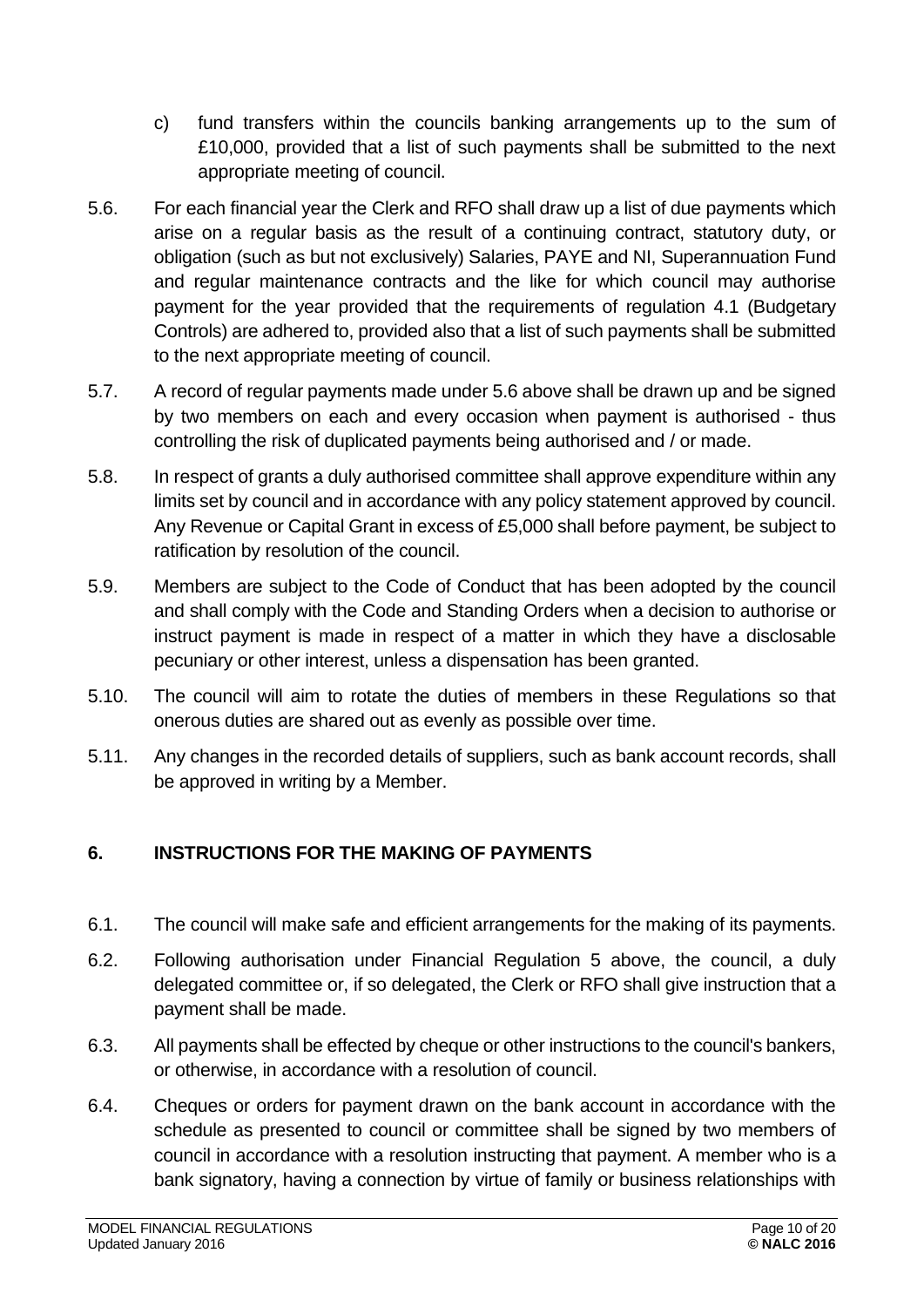c) fund transfers within the councils banking arrangements up to the sum of £10,000, provided that a list of such payments shall be submitted to the next appropriate meeting of council.

5.6. For each financial year the Clerk and RFO shall draw up a list of due payments which arise on a regular basis as the result of a continuing contract, statutory duty, or obligation (such as but not exclusively) Salaries, PAYE and NI, Superannuation Fund and regular maintenance contracts and the like for which council may authorise payment for the year provided that the requirements of regulation 4.1 (Budgetary Controls) are adhered to, provided also that a list of such payments shall be submitted to the next appropriate meeting of council.

5.7. A record of regular payments made under 5.6 above shall be drawn up and be signed by two members on each and every occasion when payment is authorised - thus controlling the risk of duplicated payments being authorised and / or made.

5.8. In respect of grants a duly authorised committee shall approve expenditure within any limits set by council and in accordance with any policy statement approved by council. Any Revenue or Capital Grant in excess of £5,000 shall before payment, be subject to ratification by resolution of the council.

5.9. Members are subject to the Code of Conduct that has been adopted by the council and shall comply with the Code and Standing Orders when a decision to authorise or instruct payment is made in respect of a matter in which they have a disclosable pecuniary or other interest, unless a dispensation has been granted.

5.10. The council will aim to rotate the duties of members in these Regulations so that onerous duties are shared out as evenly as possible over time.

5.11. Any changes in the recorded details of suppliers, such as bank account records, shall be approved in writing by a Member.

## 6. INSTRUCTIONS FOR THE MAKING OF PAYMENTS

6.1. The council will make safe and efficient arrangements for the making of its payments.

6.2. Following authorisation under Financial Regulation 5 above, the council, a duly delegated committee or, if so delegated, the Clerk or RFO shall give instruction that a payment shall be made.

6.3. All payments shall be effected by cheque or other instructions to the council's bankers, or otherwise, in accordance with a resolution of council.

6.4. Cheques or orders for payment drawn on the bank account in accordance with the schedule as presented to council or committee shall be signed by two members of council in accordance with a resolution instructing that payment. A member who is a bank signatory, having a connection by virtue of family or business relationships with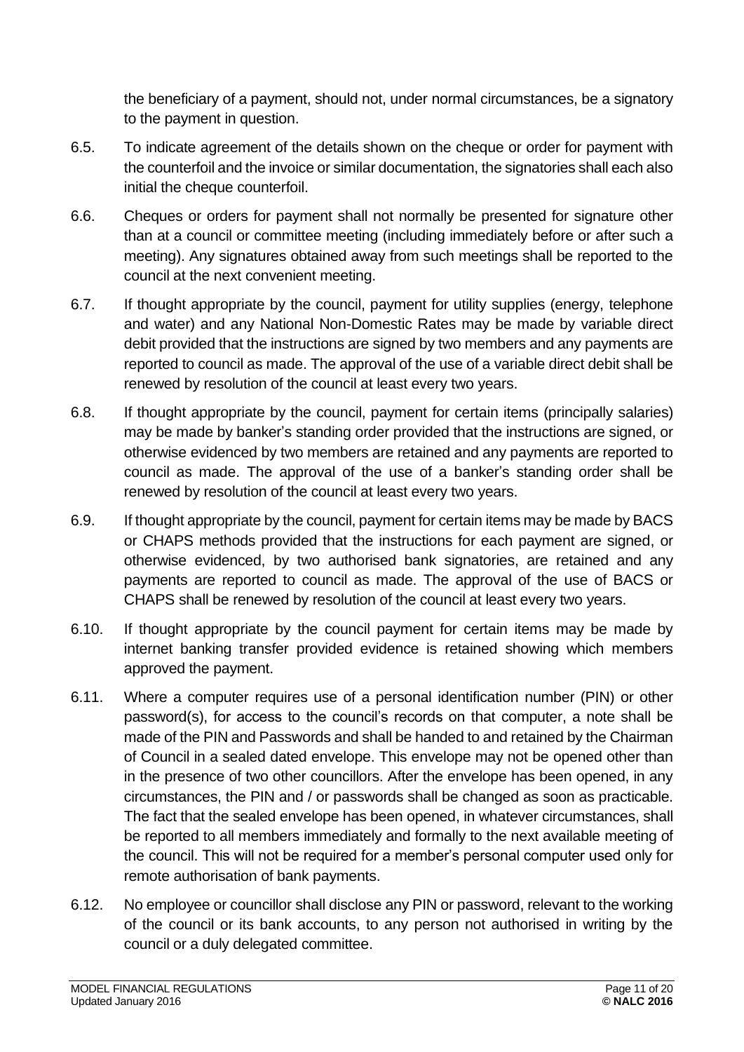the beneficiary of a payment, should not, under normal circumstances, be a signatory to the payment in question.

6.5. To indicate agreement of the details shown on the cheque or order for payment with the counterfoil and the invoice or similar documentation, the signatories shall each also initial the cheque counterfoil.

6.6. Cheques or orders for payment shall not normally be presented for signature other than at a council or committee meeting (including immediately before or after such a meeting). Any signatures obtained away from such meetings shall be reported to the council at the next convenient meeting.

6.7. If thought appropriate by the council, payment for utility supplies (energy, telephone and water) and any National Non-Domestic Rates may be made by variable direct debit provided that the instructions are signed by two members and any payments are reported to council as made. The approval of the use of a variable direct debit shall be renewed by resolution of the council at least every two years.

6.8. If thought appropriate by the council, payment for certain items (principally salaries) may be made by banker's standing order provided that the instructions are signed, or otherwise evidenced by two members are retained and any payments are reported to council as made. The approval of the use of a banker's standing order shall be renewed by resolution of the council at least every two years.

6.9. If thought appropriate by the council, payment for certain items may be made by BACS or CHAPS methods provided that the instructions for each payment are signed, or otherwise evidenced, by two authorised bank signatories, are retained and any payments are reported to council as made. The approval of the use of BACS or CHAPS shall be renewed by resolution of the council at least every two years.

6.10. If thought appropriate by the council payment for certain items may be made by internet banking transfer provided evidence is retained showing which members approved the payment.

6.11. Where a computer requires use of a personal identification number (PIN) or other password(s), for access to the council's records on that computer, a note shall be made of the PIN and Passwords and shall be handed to and retained by the Chairman of Council in a sealed dated envelope. This envelope may not be opened other than in the presence of two other councillors. After the envelope has been opened, in any circumstances, the PIN and / or passwords shall be changed as soon as practicable. The fact that the sealed envelope has been opened, in whatever circumstances, shall be reported to all members immediately and formally to the next available meeting of the council. This will not be required for a member's personal computer used only for remote authorisation of bank payments.

6.12. No employee or councillor shall disclose any PIN or password, relevant to the working of the council or its bank accounts, to any person not authorised in writing by the council or a duly delegated committee.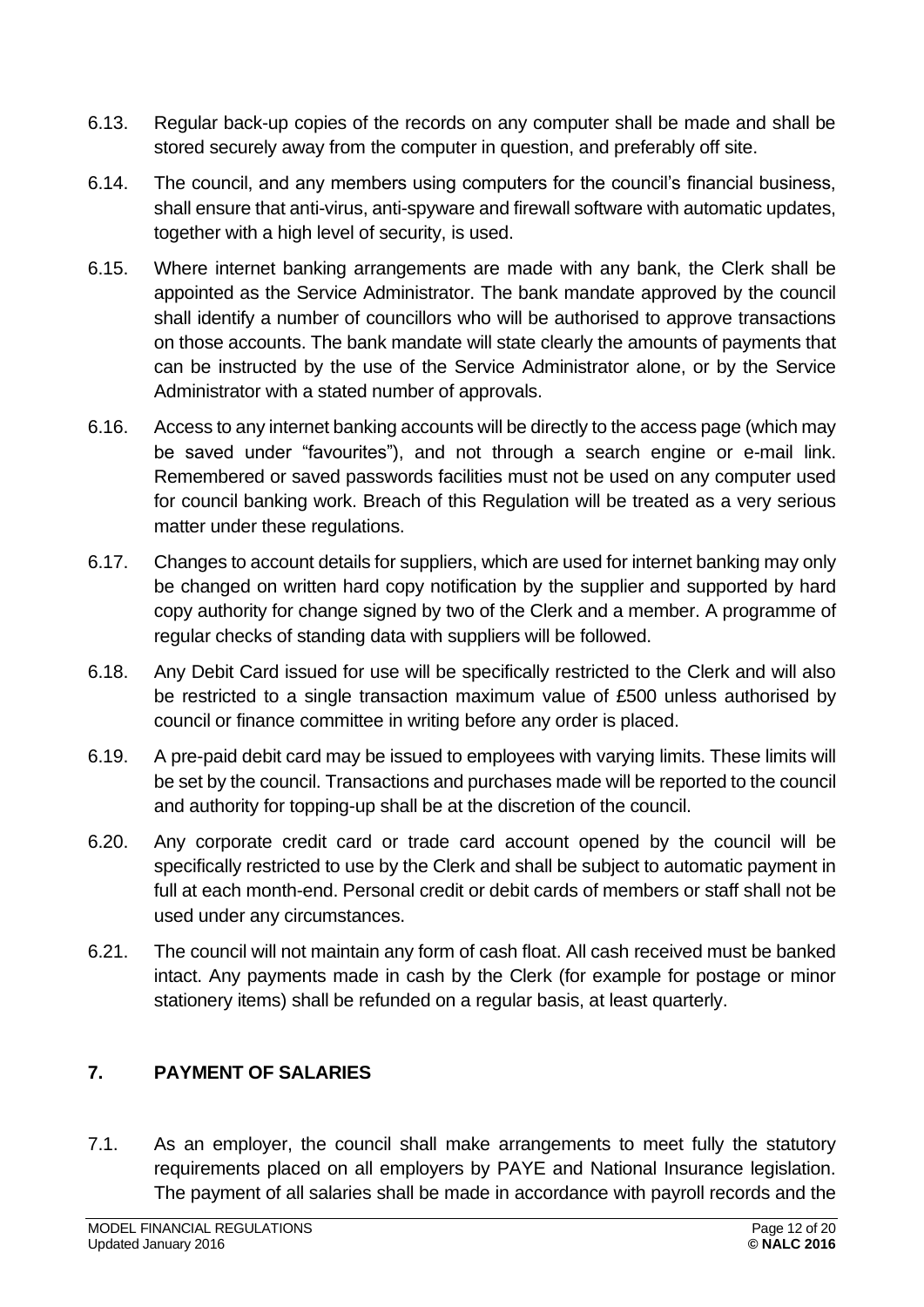6.13. Regular back-up copies of the records on any computer shall be made and shall be stored securely away from the computer in question, and preferably off site.

6.14. The council, and any members using computers for the council's financial business, shall ensure that anti-virus, anti-spyware and firewall software with automatic updates, together with a high level of security, is used.

6.15. Where internet banking arrangements are made with any bank, the Clerk shall be appointed as the Service Administrator. The bank mandate approved by the council shall identify a number of councillors who will be authorised to approve transactions on those accounts. The bank mandate will state clearly the amounts of payments that can be instructed by the use of the Service Administrator alone, or by the Service Administrator with a stated number of approvals.

6.16. Access to any internet banking accounts will be directly to the access page (which may be saved under "favourites"), and not through a search engine or e-mail link. Remembered or saved passwords facilities must not be used on any computer used for council banking work. Breach of this Regulation will be treated as a very serious matter under these regulations.

6.17. Changes to account details for suppliers, which are used for internet banking may only be changed on written hard copy notification by the supplier and supported by hard copy authority for change signed by two of the Clerk and a member. A programme of regular checks of standing data with suppliers will be followed.

6.18. Any Debit Card issued for use will be specifically restricted to the Clerk and will also be restricted to a single transaction maximum value of £500 unless authorised by council or finance committee in writing before any order is placed.

6.19. A pre-paid debit card may be issued to employees with varying limits. These limits will be set by the council. Transactions and purchases made will be reported to the council and authority for topping-up shall be at the discretion of the council.

6.20. Any corporate credit card or trade card account opened by the council will be specifically restricted to use by the Clerk and shall be subject to automatic payment in full at each month-end. Personal credit or debit cards of members or staff shall not be used under any circumstances.

6.21. The council will not maintain any form of cash float. All cash received must be banked intact. Any payments made in cash by the Clerk (for example for postage or minor stationery items) shall be refunded on a regular basis, at least quarterly.

## 7. PAYMENT OF SALARIES

7.1. As an employer, the council shall make arrangements to meet fully the statutory requirements placed on all employers by PAYE and National Insurance legislation. The payment of all salaries shall be made in accordance with payroll records and the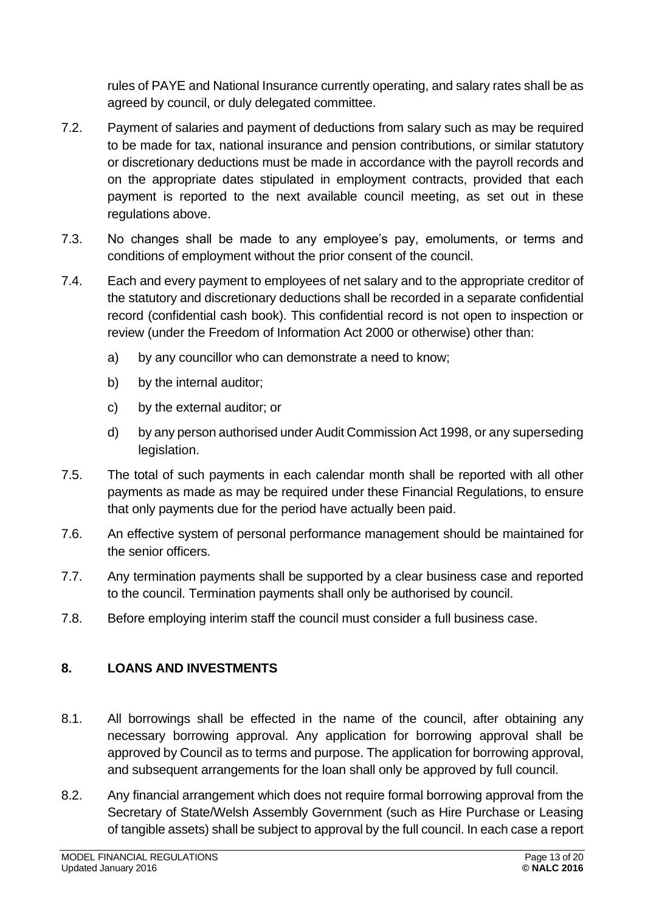rules of PAYE and National Insurance currently operating, and salary rates shall be as agreed by council, or duly delegated committee.

7.2. Payment of salaries and payment of deductions from salary such as may be required to be made for tax, national insurance and pension contributions, or similar statutory or discretionary deductions must be made in accordance with the payroll records and on the appropriate dates stipulated in employment contracts, provided that each payment is reported to the next available council meeting, as set out in these regulations above.

7.3. No changes shall be made to any employee's pay, emoluments, or terms and conditions of employment without the prior consent of the council.

7.4. Each and every payment to employees of net salary and to the appropriate creditor of the statutory and discretionary deductions shall be recorded in a separate confidential record (confidential cash book). This confidential record is not open to inspection or review (under the Freedom of Information Act 2000 or otherwise) other than:

a) by any councillor who can demonstrate a need to know;

b) by the internal auditor;

c) by the external auditor; or

d) by any person authorised under Audit Commission Act 1998, or any superseding legislation.

7.5. The total of such payments in each calendar month shall be reported with all other payments as made as may be required under these Financial Regulations, to ensure that only payments due for the period have actually been paid.

7.6. An effective system of personal performance management should be maintained for the senior officers.

7.7. Any termination payments shall be supported by a clear business case and reported to the council. Termination payments shall only be authorised by council.

7.8. Before employing interim staff the council must consider a full business case.

## 8. LOANS AND INVESTMENTS

8.1. All borrowings shall be effected in the name of the council, after obtaining any necessary borrowing approval. Any application for borrowing approval shall be approved by Council as to terms and purpose. The application for borrowing approval, and subsequent arrangements for the loan shall only be approved by full council.

8.2. Any financial arrangement which does not require formal borrowing approval from the Secretary of State/Welsh Assembly Government (such as Hire Purchase or Leasing of tangible assets) shall be subject to approval by the full council. In each case a report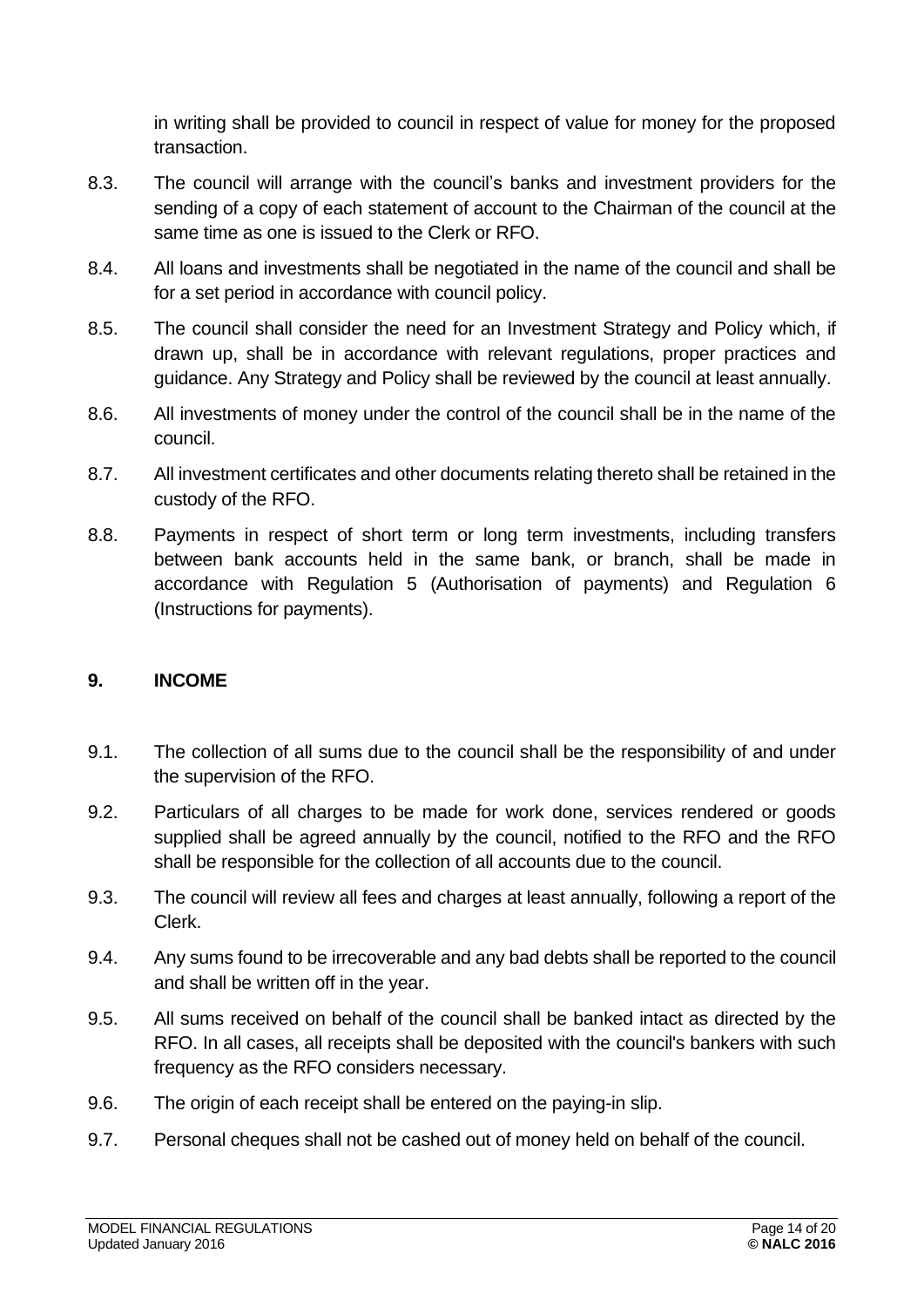in writing shall be provided to council in respect of value for money for the proposed transaction.

8.3. The council will arrange with the council's banks and investment providers for the sending of a copy of each statement of account to the Chairman of the council at the same time as one is issued to the Clerk or RFO.

8.4. All loans and investments shall be negotiated in the name of the council and shall be for a set period in accordance with council policy.

8.5. The council shall consider the need for an Investment Strategy and Policy which, if drawn up, shall be in accordance with relevant regulations, proper practices and guidance. Any Strategy and Policy shall be reviewed by the council at least annually.

8.6. All investments of money under the control of the council shall be in the name of the council.

8.7. All investment certificates and other documents relating thereto shall be retained in the custody of the RFO.

8.8. Payments in respect of short term or long term investments, including transfers between bank accounts held in the same bank, or branch, shall be made in accordance with Regulation 5 (Authorisation of payments) and Regulation 6 (Instructions for payments).

## 9. INCOME

9.1. The collection of all sums due to the council shall be the responsibility of and under the supervision of the RFO.

9.2. Particulars of all charges to be made for work done, services rendered or goods supplied shall be agreed annually by the council, notified to the RFO and the RFO shall be responsible for the collection of all accounts due to the council.

9.3. The council will review all fees and charges at least annually, following a report of the Clerk.

9.4. Any sums found to be irrecoverable and any bad debts shall be reported to the council and shall be written off in the year.

9.5. All sums received on behalf of the council shall be banked intact as directed by the RFO. In all cases, all receipts shall be deposited with the council's bankers with such frequency as the RFO considers necessary.

9.6. The origin of each receipt shall be entered on the paying-in slip.

9.7. Personal cheques shall not be cashed out of money held on behalf of the council.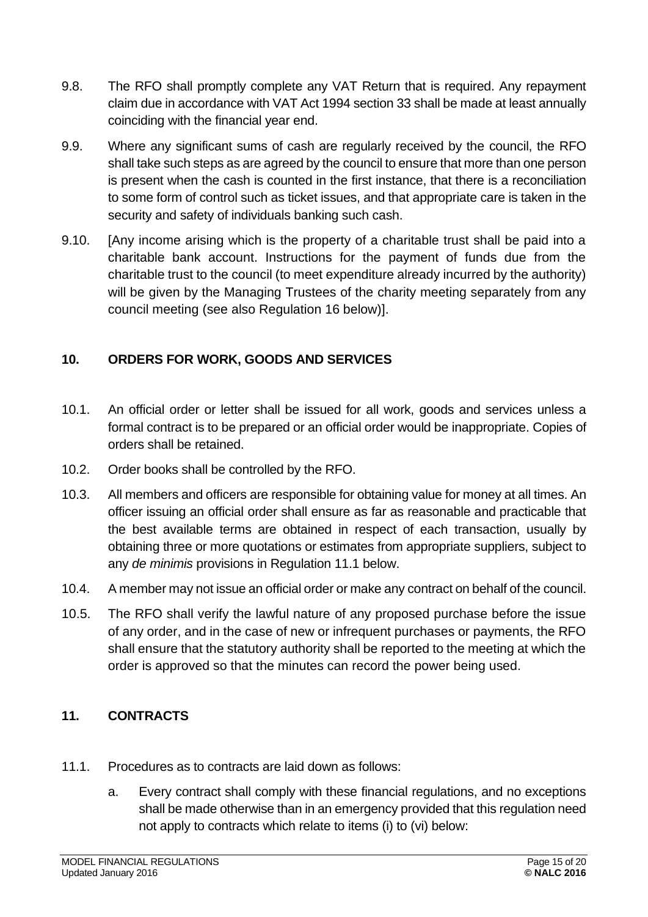9.8. The RFO shall promptly complete any VAT Return that is required. Any repayment claim due in accordance with VAT Act 1994 section 33 shall be made at least annually coinciding with the financial year end.

9.9. Where any significant sums of cash are regularly received by the council, the RFO shall take such steps as are agreed by the council to ensure that more than one person is present when the cash is counted in the first instance, that there is a reconciliation to some form of control such as ticket issues, and that appropriate care is taken in the security and safety of individuals banking such cash.

9.10. [Any income arising which is the property of a charitable trust shall be paid into a charitable bank account. Instructions for the payment of funds due from the charitable trust to the council (to meet expenditure already incurred by the authority) will be given by the Managing Trustees of the charity meeting separately from any council meeting (see also Regulation 16 below)].

## 10. ORDERS FOR WORK, GOODS AND SERVICES

10.1. An official order or letter shall be issued for all work, goods and services unless a formal contract is to be prepared or an official order would be inappropriate. Copies of orders shall be retained.

10.2. Order books shall be controlled by the RFO.

10.3. All members and officers are responsible for obtaining value for money at all times. An officer issuing an official order shall ensure as far as reasonable and practicable that the best available terms are obtained in respect of each transaction, usually by obtaining three or more quotations or estimates from appropriate suppliers, subject to any *de minimis* provisions in Regulation 11.1 below.

10.4. A member may not issue an official order or make any contract on behalf of the council.

10.5. The RFO shall verify the lawful nature of any proposed purchase before the issue of any order, and in the case of new or infrequent purchases or payments, the RFO shall ensure that the statutory authority shall be reported to the meeting at which the order is approved so that the minutes can record the power being used.

## 11. CONTRACTS

11.1. Procedures as to contracts are laid down as follows:

a. Every contract shall comply with these financial regulations, and no exceptions shall be made otherwise than in an emergency provided that this regulation need not apply to contracts which relate to items (i) to (vi) below: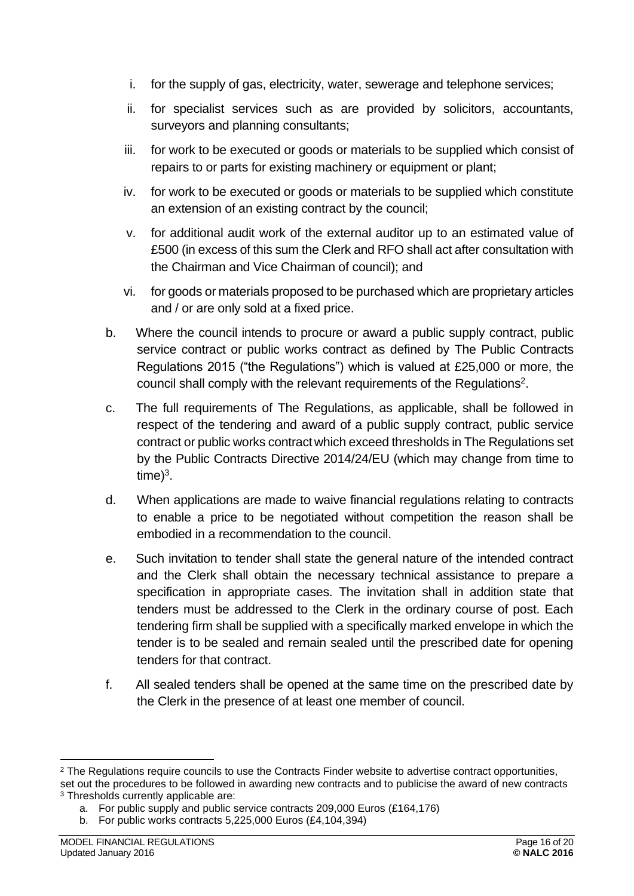i. for the supply of gas, electricity, water, sewerage and telephone services;

ii. for specialist services such as are provided by solicitors, accountants, surveyors and planning consultants;

iii. for work to be executed or goods or materials to be supplied which consist of repairs to or parts for existing machinery or equipment or plant;

iv. for work to be executed or goods or materials to be supplied which constitute an extension of an existing contract by the council;

v. for additional audit work of the external auditor up to an estimated value of £500 (in excess of this sum the Clerk and RFO shall act after consultation with the Chairman and Vice Chairman of council); and

vi. for goods or materials proposed to be purchased which are proprietary articles and / or are only sold at a fixed price.

b. Where the council intends to procure or award a public supply contract, public service contract or public works contract as defined by The Public Contracts Regulations 2015 ("the Regulations") which is valued at £25,000 or more, the council shall comply with the relevant requirements of the Regulations[2].

c. The full requirements of The Regulations, as applicable, shall be followed in respect of the tendering and award of a public supply contract, public service contract or public works contract which exceed thresholds in The Regulations set by the Public Contracts Directive 2014/24/EU (which may change from time to time)[3].

d. When applications are made to waive financial regulations relating to contracts to enable a price to be negotiated without competition the reason shall be embodied in a recommendation to the council.

e. Such invitation to tender shall state the general nature of the intended contract and the Clerk shall obtain the necessary technical assistance to prepare a specification in appropriate cases. The invitation shall in addition state that tenders must be addressed to the Clerk in the ordinary course of post. Each tendering firm shall be supplied with a specifically marked envelope in which the tender is to be sealed and remain sealed until the prescribed date for opening tenders for that contract.

f. All sealed tenders shall be opened at the same time on the prescribed date by the Clerk in the presence of at least one member of council.

---

[2] The Regulations require councils to use the Contracts Finder website to advertise contract opportunities, set out the procedures to be followed in awarding new contracts and to publicise the award of new contracts

[3] Thresholds currently applicable are:

a. For public supply and public service contracts 209,000 Euros (£164,176)

b. For public works contracts 5,225,000 Euros (£4,104,394)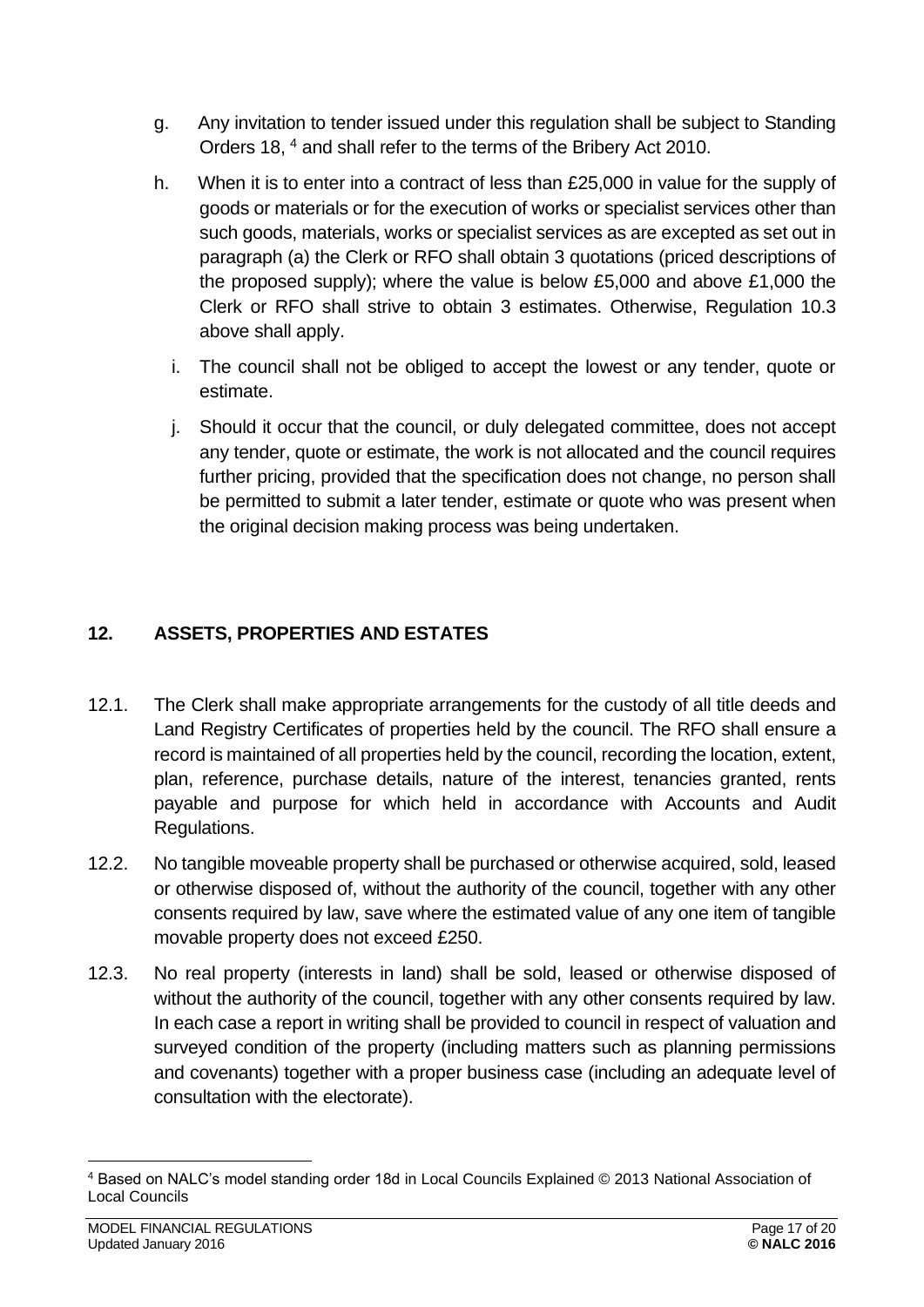g. Any invitation to tender issued under this regulation shall be subject to Standing Orders 18, [4] and shall refer to the terms of the Bribery Act 2010.

h. When it is to enter into a contract of less than £25,000 in value for the supply of goods or materials or for the execution of works or specialist services other than such goods, materials, works or specialist services as are excepted as set out in paragraph (a) the Clerk or RFO shall obtain 3 quotations (priced descriptions of the proposed supply); where the value is below £5,000 and above £1,000 the Clerk or RFO shall strive to obtain 3 estimates. Otherwise, Regulation 10.3 above shall apply.

i. The council shall not be obliged to accept the lowest or any tender, quote or estimate.

j. Should it occur that the council, or duly delegated committee, does not accept any tender, quote or estimate, the work is not allocated and the council requires further pricing, provided that the specification does not change, no person shall be permitted to submit a later tender, estimate or quote who was present when the original decision making process was being undertaken.

## 12. ASSETS, PROPERTIES AND ESTATES

12.1. The Clerk shall make appropriate arrangements for the custody of all title deeds and Land Registry Certificates of properties held by the council. The RFO shall ensure a record is maintained of all properties held by the council, recording the location, extent, plan, reference, purchase details, nature of the interest, tenancies granted, rents payable and purpose for which held in accordance with Accounts and Audit Regulations.

12.2. No tangible moveable property shall be purchased or otherwise acquired, sold, leased or otherwise disposed of, without the authority of the council, together with any other consents required by law, save where the estimated value of any one item of tangible movable property does not exceed £250.

12.3. No real property (interests in land) shall be sold, leased or otherwise disposed of without the authority of the council, together with any other consents required by law. In each case a report in writing shall be provided to council in respect of valuation and surveyed condition of the property (including matters such as planning permissions and covenants) together with a proper business case (including an adequate level of consultation with the electorate).

---

[4] Based on NALC's model standing order 18d in Local Councils Explained © 2013 National Association of Local Councils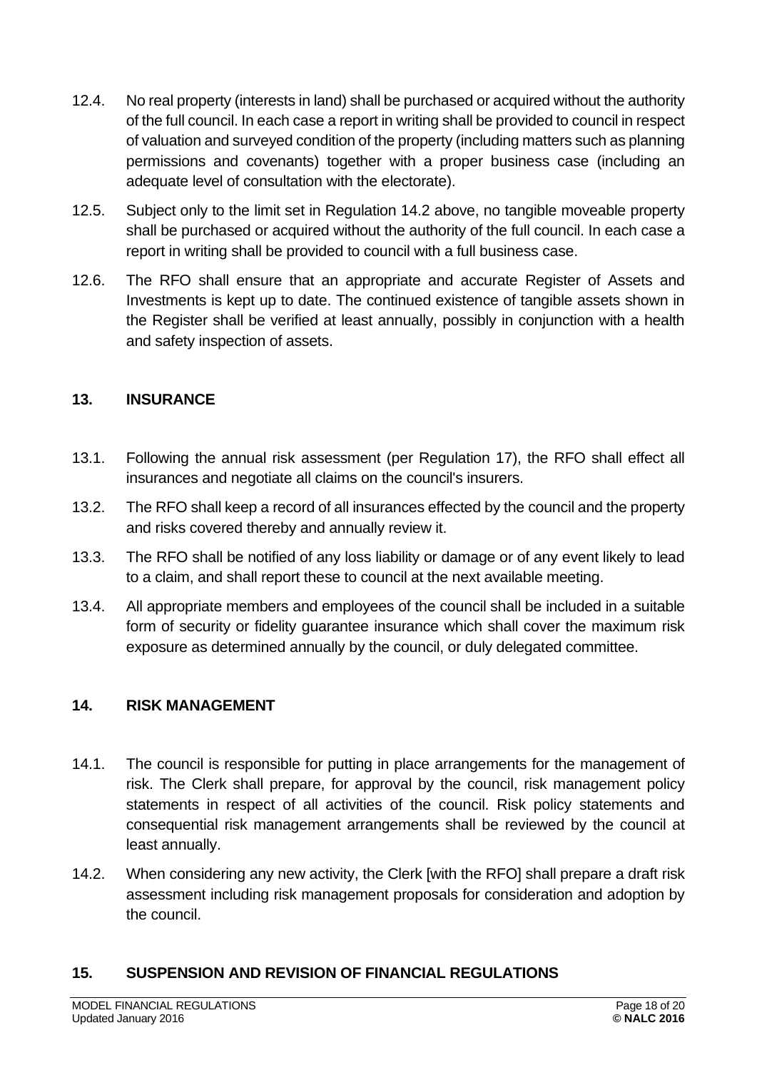12.4. No real property (interests in land) shall be purchased or acquired without the authority of the full council. In each case a report in writing shall be provided to council in respect of valuation and surveyed condition of the property (including matters such as planning permissions and covenants) together with a proper business case (including an adequate level of consultation with the electorate).

12.5. Subject only to the limit set in Regulation 14.2 above, no tangible moveable property shall be purchased or acquired without the authority of the full council. In each case a report in writing shall be provided to council with a full business case.

12.6. The RFO shall ensure that an appropriate and accurate Register of Assets and Investments is kept up to date. The continued existence of tangible assets shown in the Register shall be verified at least annually, possibly in conjunction with a health and safety inspection of assets.

## 13. INSURANCE

13.1. Following the annual risk assessment (per Regulation 17), the RFO shall effect all insurances and negotiate all claims on the council's insurers.

13.2. The RFO shall keep a record of all insurances effected by the council and the property and risks covered thereby and annually review it.

13.3. The RFO shall be notified of any loss liability or damage or of any event likely to lead to a claim, and shall report these to council at the next available meeting.

13.4. All appropriate members and employees of the council shall be included in a suitable form of security or fidelity guarantee insurance which shall cover the maximum risk exposure as determined annually by the council, or duly delegated committee.

## 14. RISK MANAGEMENT

14.1. The council is responsible for putting in place arrangements for the management of risk. The Clerk shall prepare, for approval by the council, risk management policy statements in respect of all activities of the council. Risk policy statements and consequential risk management arrangements shall be reviewed by the council at least annually.

14.2. When considering any new activity, the Clerk [with the RFO] shall prepare a draft risk assessment including risk management proposals for consideration and adoption by the council.

## 15. SUSPENSION AND REVISION OF FINANCIAL REGULATIONS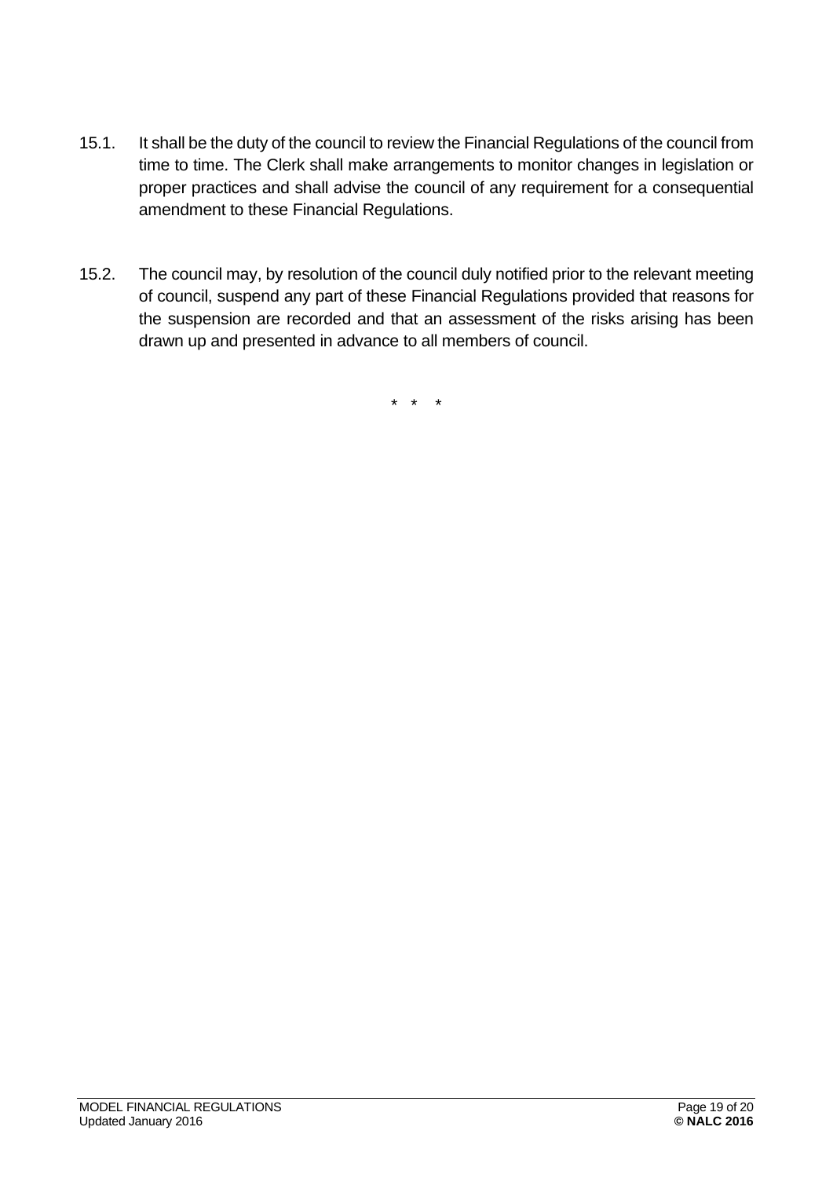15.1. It shall be the duty of the council to review the Financial Regulations of the council from time to time. The Clerk shall make arrangements to monitor changes in legislation or proper practices and shall advise the council of any requirement for a consequential amendment to these Financial Regulations.

15.2. The council may, by resolution of the council duly notified prior to the relevant meeting of council, suspend any part of these Financial Regulations provided that reasons for the suspension are recorded and that an assessment of the risks arising has been drawn up and presented in advance to all members of council.

\* \* \*